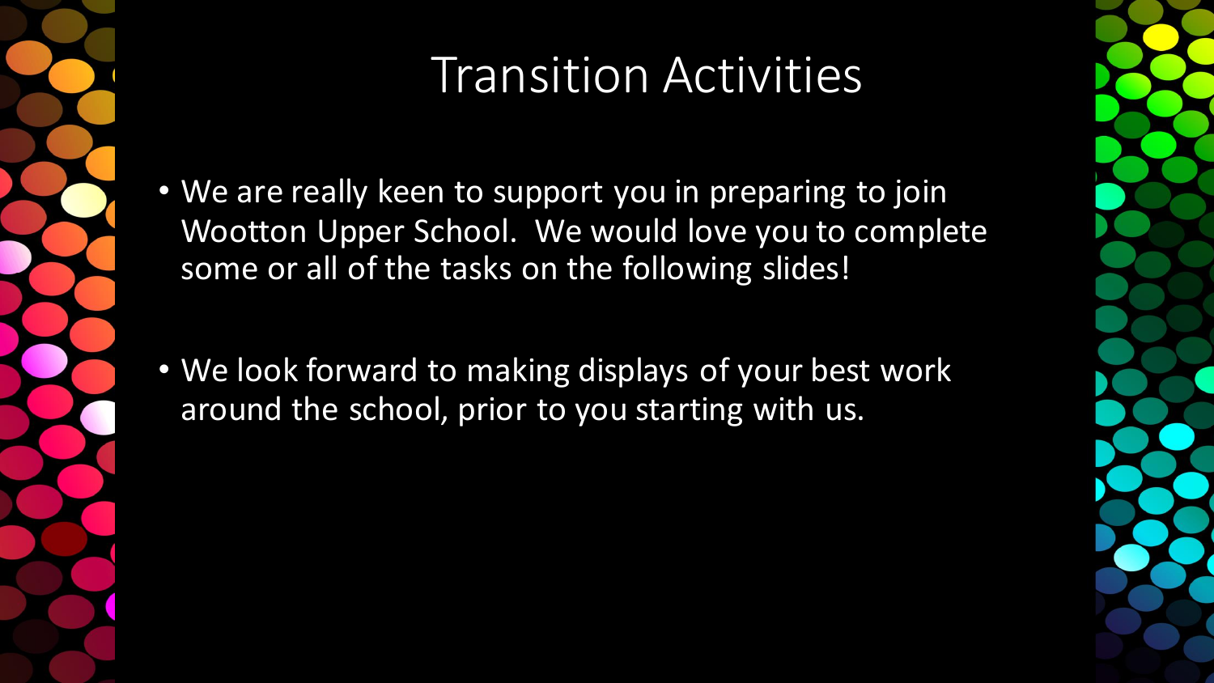# Transition Activities

- We are really keen to support you in preparing to join Wootton Upper School. We would love you to complete some or all of the tasks on the following slides!

- We look forward to making displays of your best work around the school, prior to you starting with us.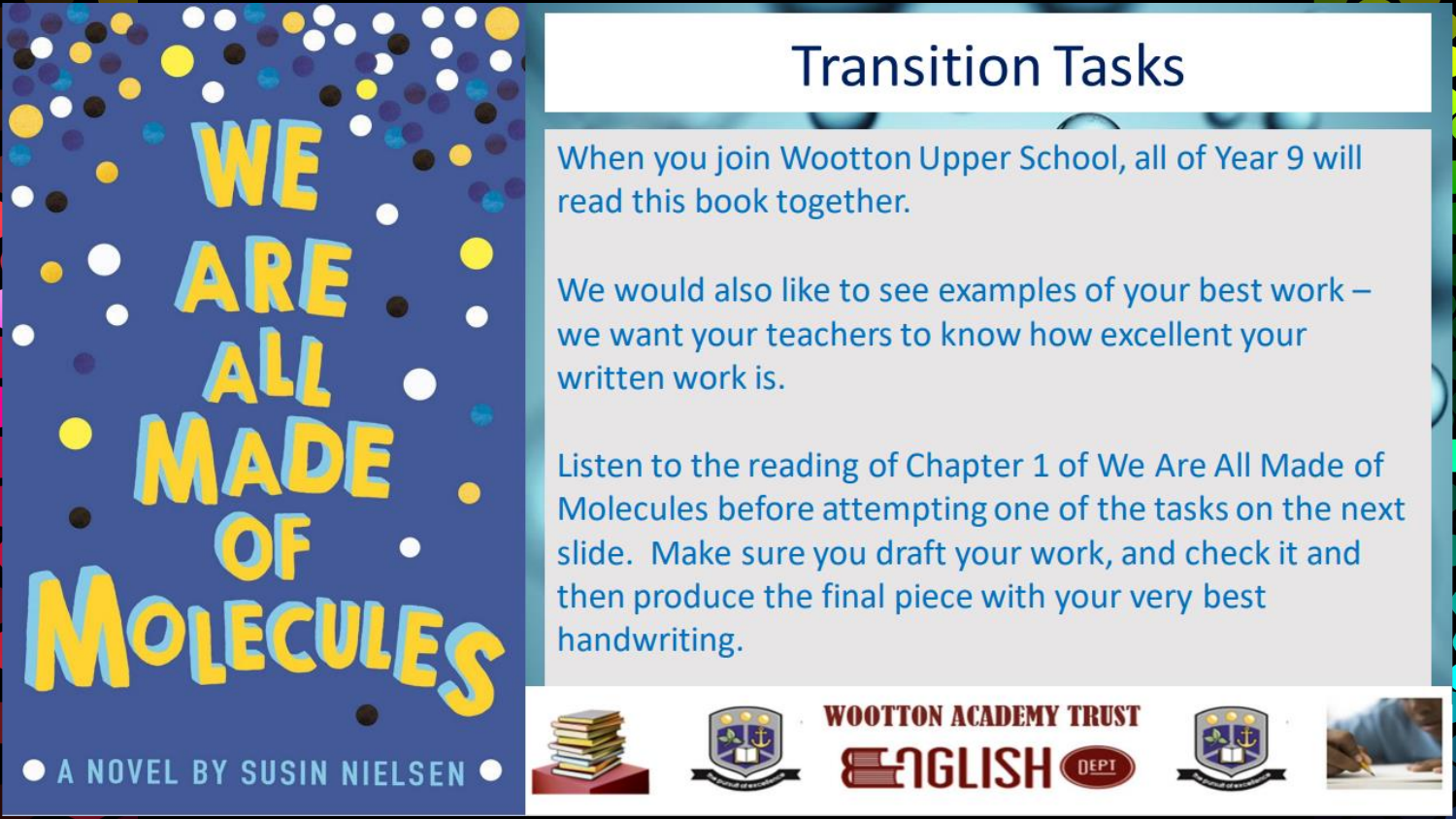# Transition Tasks

When you join Wootton Upper School, all of Year 9 will read this book together.

We would also like to see examples of your best work – we want your teachers to know how excellent your written work is.

Listen to the reading of Chapter 1 of We Are All Made of Molecules before attempting one of the tasks on the next slide. Make sure you draft your work, and check it and then produce the final piece with your very best handwriting.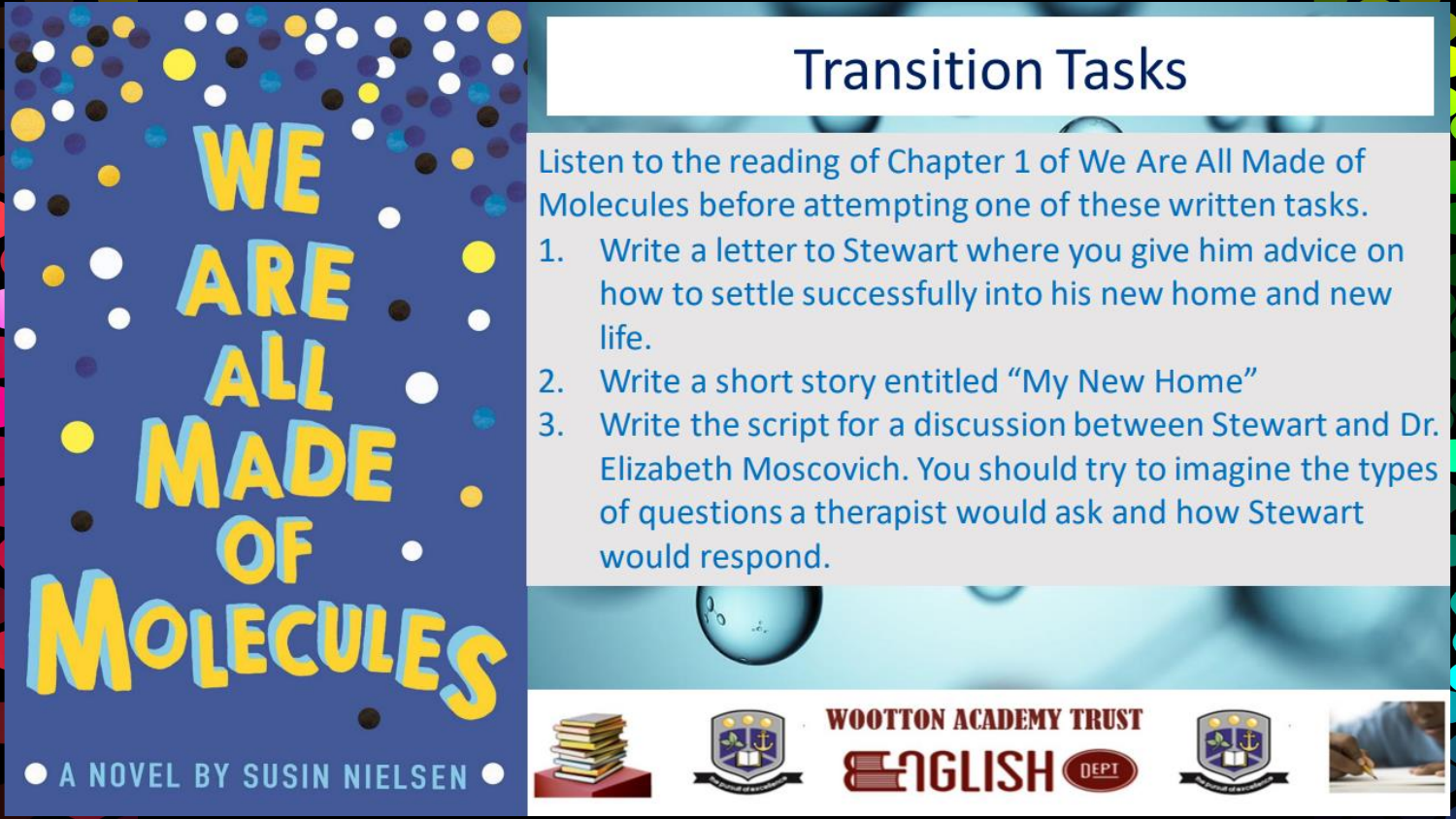# Transition Tasks

Listen to the reading of Chapter 1 of We Are All Made of Molecules before attempting one of these written tasks.

1. Write a letter to Stewart where you give him advice on how to settle successfully into his new home and new life.
2. Write a short story entitled "My New Home"
3. Write the script for a discussion between Stewart and Dr. Elizabeth Moscovich. You should try to imagine the types of questions a therapist would ask and how Stewart would respond.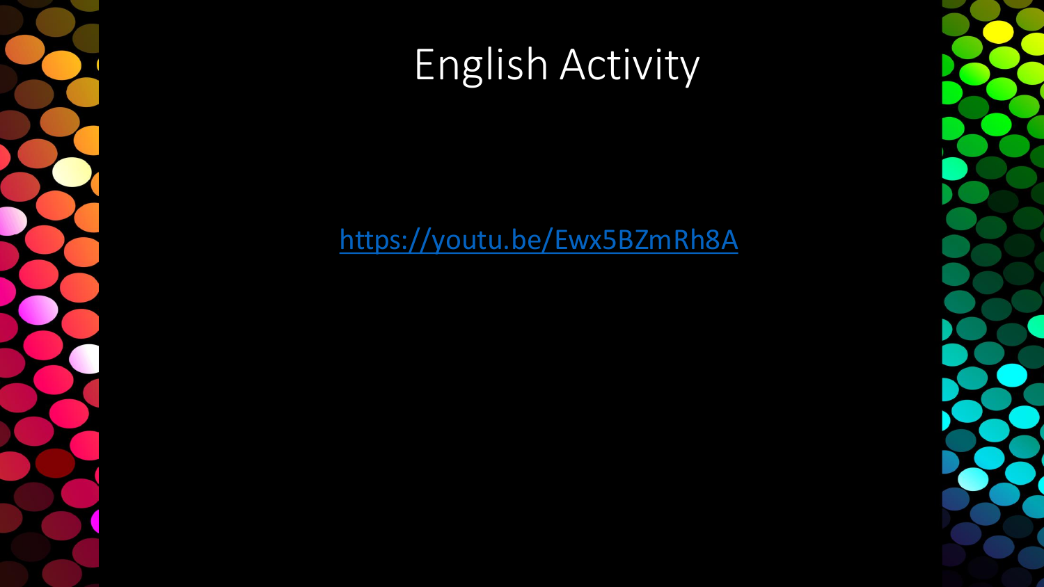# English Activity

https://youtu.be/Ewx5BZmRh8A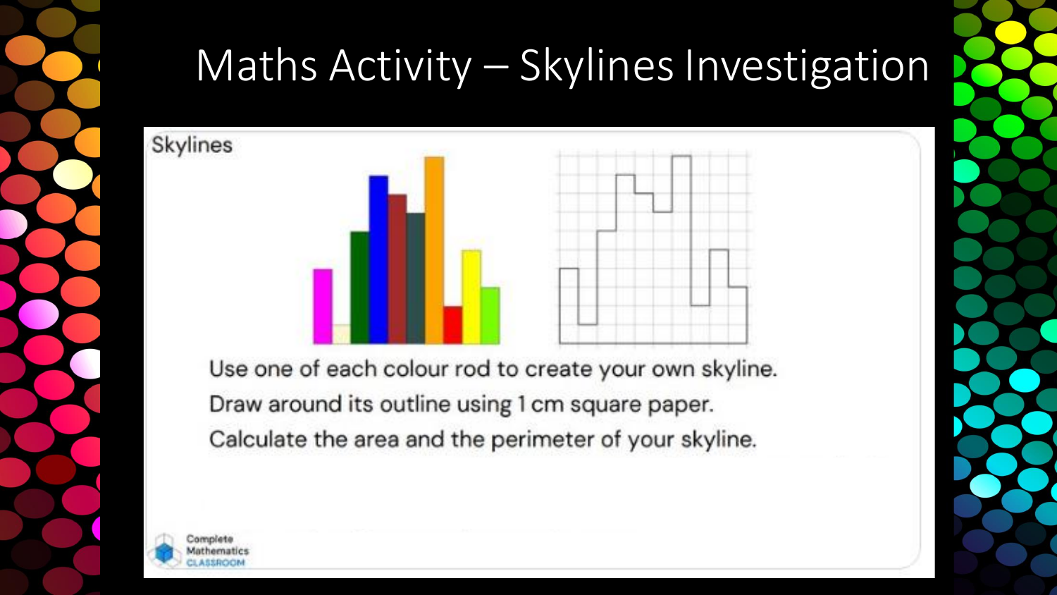# Maths Activity – Skylines Investigation

## Skylines

Use one of each colour rod to create your own skyline.

Draw around its outline using 1 cm square paper.

Calculate the area and the perimeter of your skyline.

Complete Mathematics CLASSROOM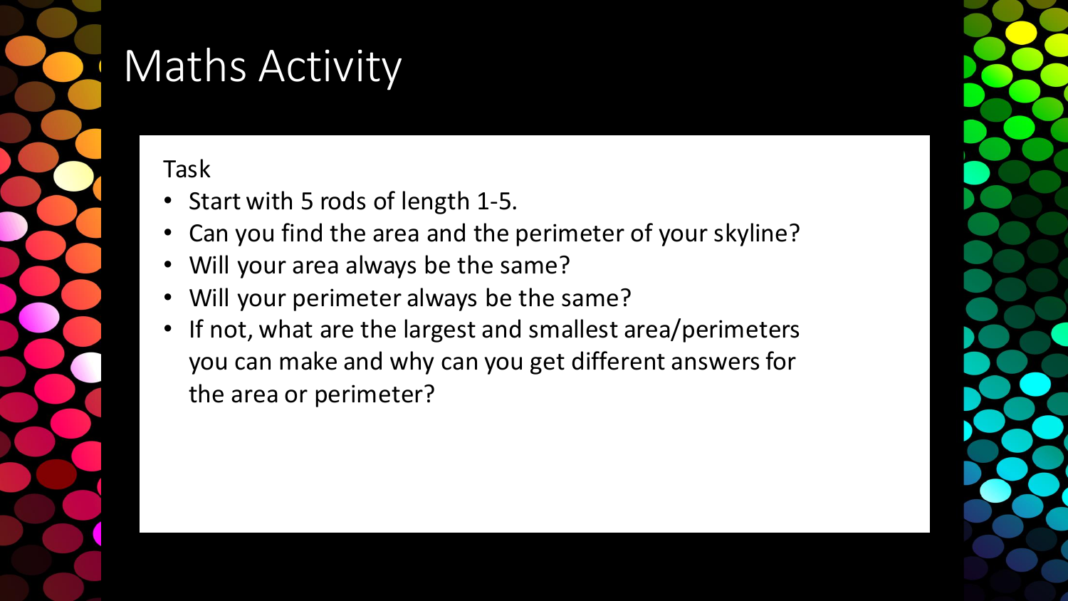# Maths Activity

Task

- Start with 5 rods of length 1-5.
- Can you find the area and the perimeter of your skyline?
- Will your area always be the same?
- Will your perimeter always be the same?
- If not, what are the largest and smallest area/perimeters you can make and why can you get different answers for the area or perimeter?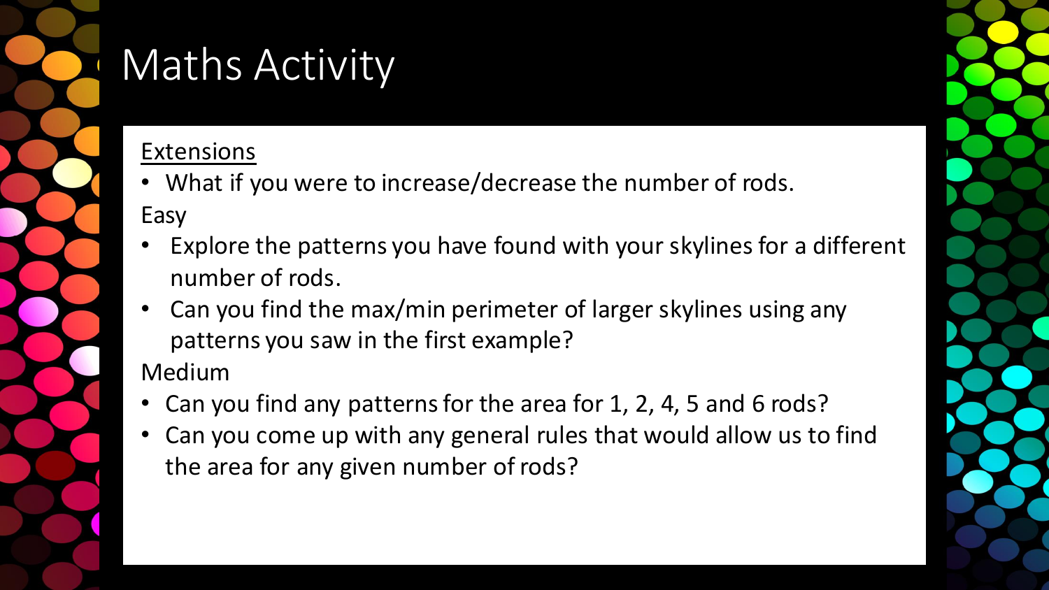# Maths Activity

<u>Extensions</u>

- What if you were to increase/decrease the number of rods.

Easy

- Explore the patterns you have found with your skylines for a different number of rods.
- Can you find the max/min perimeter of larger skylines using any patterns you saw in the first example?

Medium

- Can you find any patterns for the area for 1, 2, 4, 5 and 6 rods?
- Can you come up with any general rules that would allow us to find the area for any given number of rods?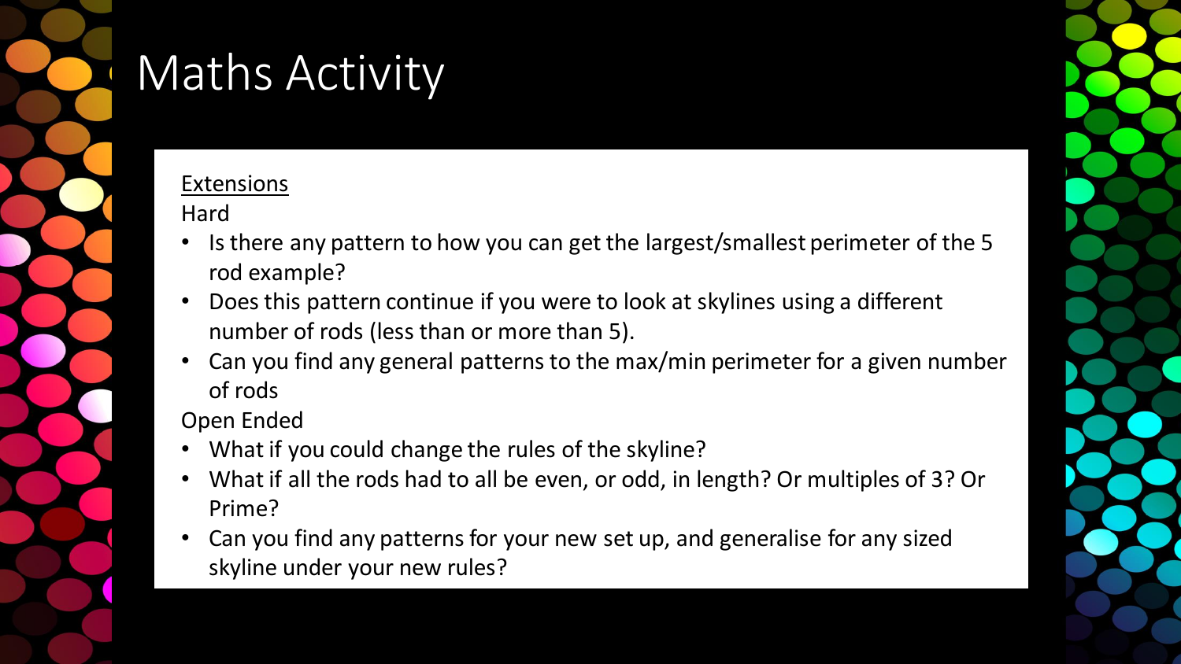# Maths Activity

Extensions

Hard

- Is there any pattern to how you can get the largest/smallest perimeter of the 5 rod example?
- Does this pattern continue if you were to look at skylines using a different number of rods (less than or more than 5).
- Can you find any general patterns to the max/min perimeter for a given number of rods

Open Ended

- What if you could change the rules of the skyline?
- What if all the rods had to all be even, or odd, in length? Or multiples of 3? Or Prime?
- Can you find any patterns for your new set up, and generalise for any sized skyline under your new rules?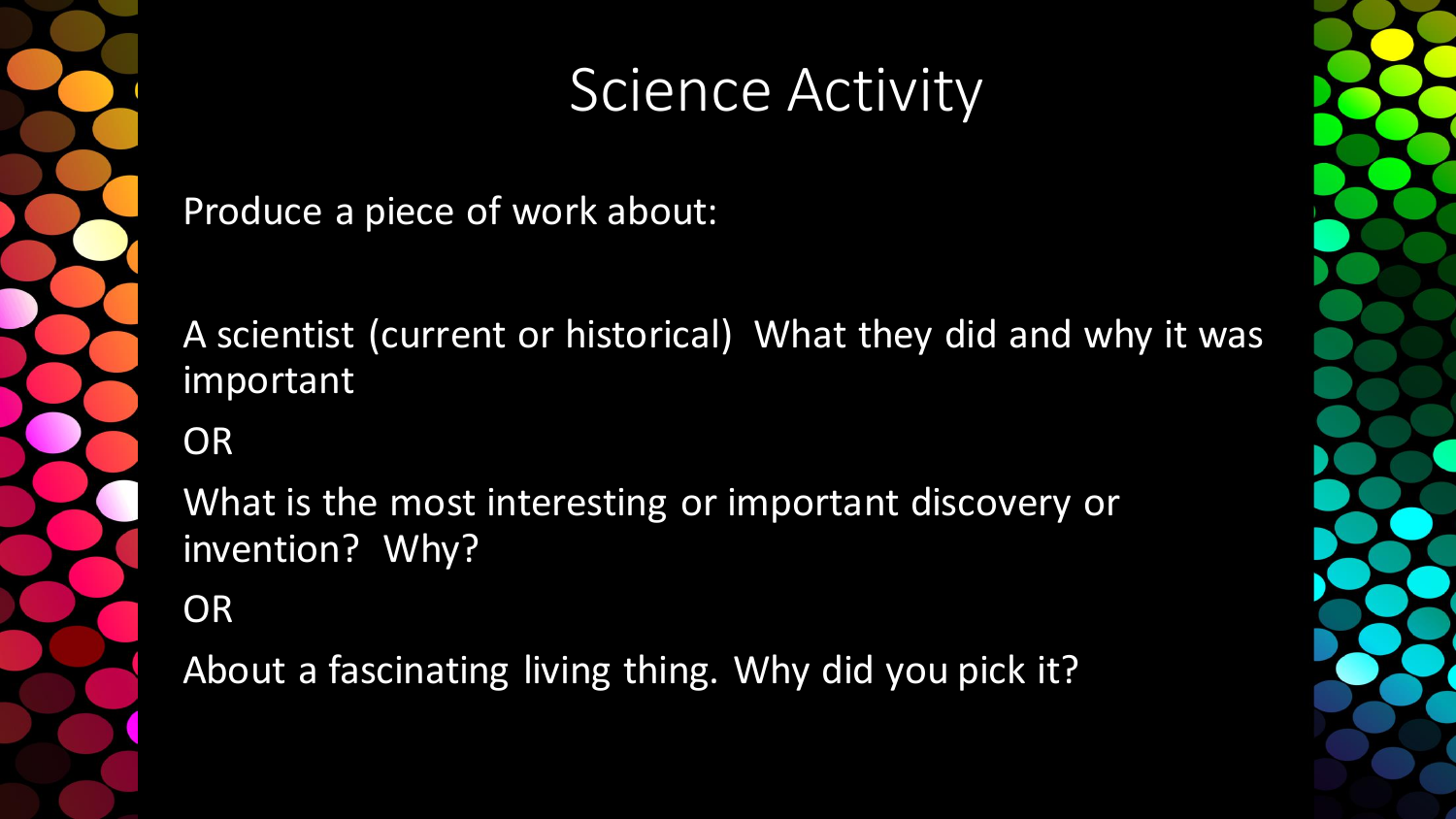# Science Activity

Produce a piece of work about:

A scientist (current or historical) What they did and why it was important

OR

What is the most interesting or important discovery or invention? Why?

OR

About a fascinating living thing. Why did you pick it?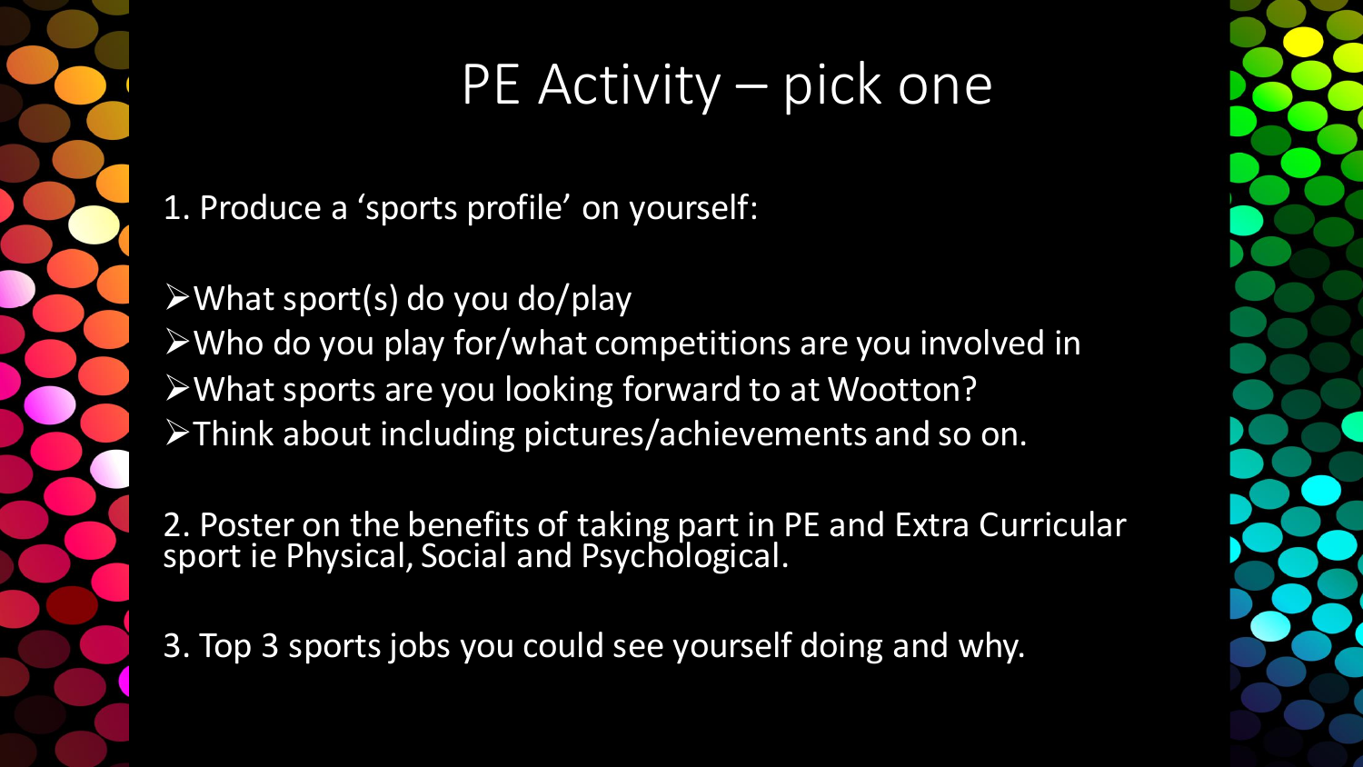# PE Activity – pick one

1. Produce a 'sports profile' on yourself:

- What sport(s) do you do/play
- Who do you play for/what competitions are you involved in
- What sports are you looking forward to at Wootton?
- Think about including pictures/achievements and so on.

2. Poster on the benefits of taking part in PE and Extra Curricular sport ie Physical, Social and Psychological.

3. Top 3 sports jobs you could see yourself doing and why.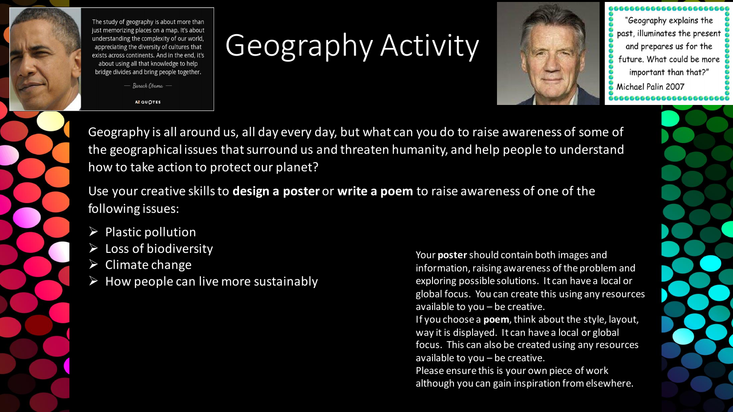The study of geography is about more than just memorizing places on a map. It's about understanding the complexity of our world, appreciating the diversity of cultures that exists across continents. And in the end, it's about using all that knowledge to help bridge divides and bring people together.

— Barack Obama —

AZ QUOTES

# Geography Activity

"Geography explains the past, illuminates the present and prepares us for the future. What could be more important than that?"
Michael Palin 2007

Geography is all around us, all day every day, but what can you do to raise awareness of some of the geographical issues that surround us and threaten humanity, and help people to understand how to take action to protect our planet?

Use your creative skills to **design a poster** or **write a poem** to raise awareness of one of the following issues:

- Plastic pollution
- Loss of biodiversity
- Climate change
- How people can live more sustainably

Your **poster** should contain both images and information, raising awareness of the problem and exploring possible solutions. It can have a local or global focus. You can create this using any resources available to you – be creative.

If you choose a **poem**, think about the style, layout, way it is displayed. It can have a local or global focus. This can also be created using any resources available to you – be creative.

Please ensure this is your own piece of work although you can gain inspiration from elsewhere.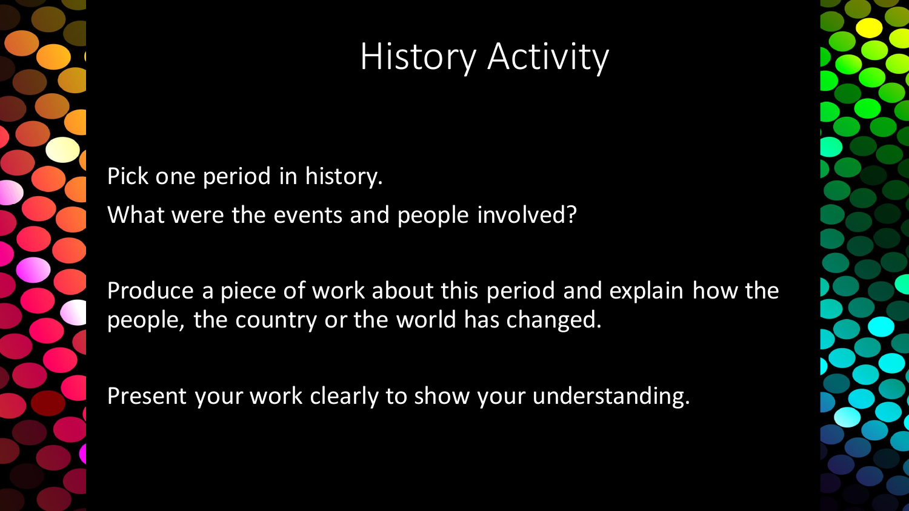# History Activity

Pick one period in history.

What were the events and people involved?

Produce a piece of work about this period and explain how the people, the country or the world has changed.

Present your work clearly to show your understanding.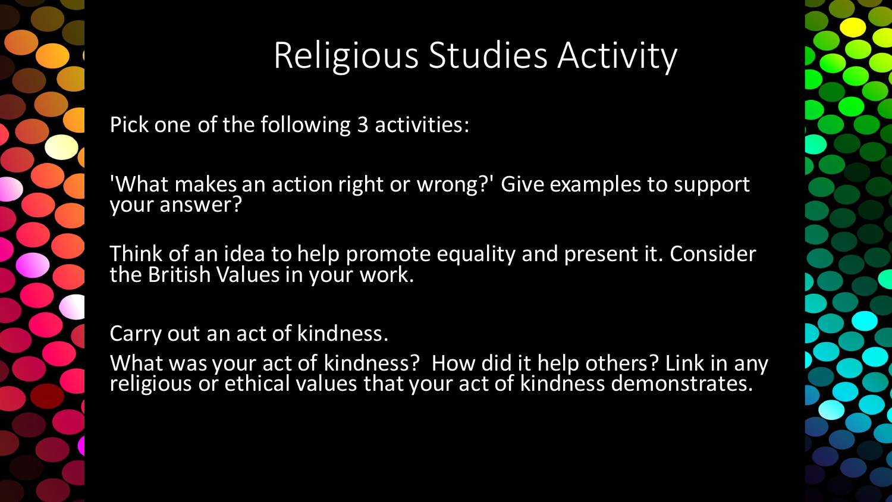# Religious Studies Activity

Pick one of the following 3 activities:

'What makes an action right or wrong?' Give examples to support your answer?

Think of an idea to help promote equality and present it. Consider the British Values in your work.

Carry out an act of kindness.
What was your act of kindness? How did it help others? Link in any religious or ethical values that your act of kindness demonstrates.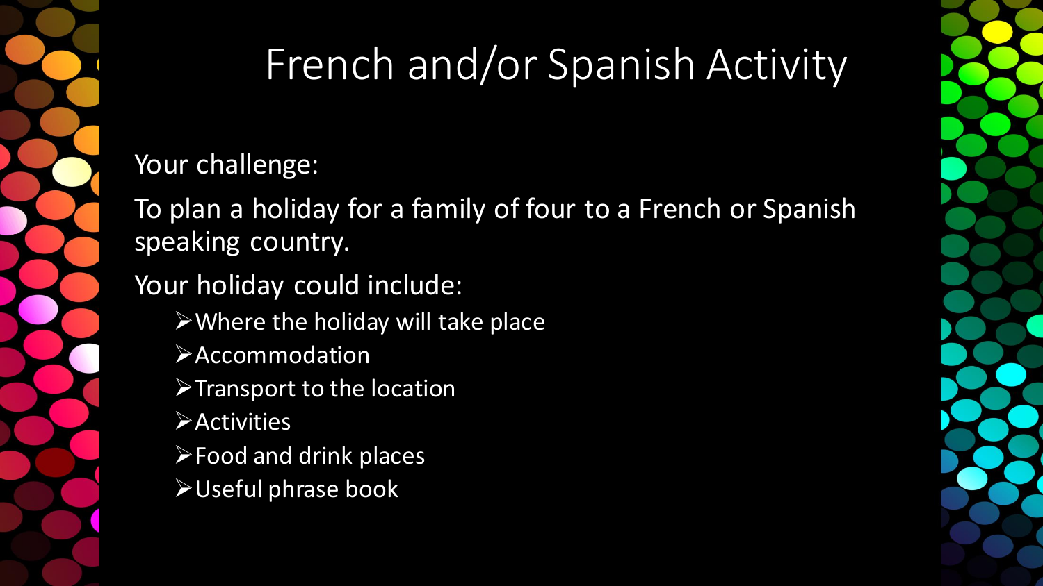# French and/or Spanish Activity

Your challenge:

To plan a holiday for a family of four to a French or Spanish speaking country.

Your holiday could include:

- Where the holiday will take place
- Accommodation
- Transport to the location
- Activities
- Food and drink places
- Useful phrase book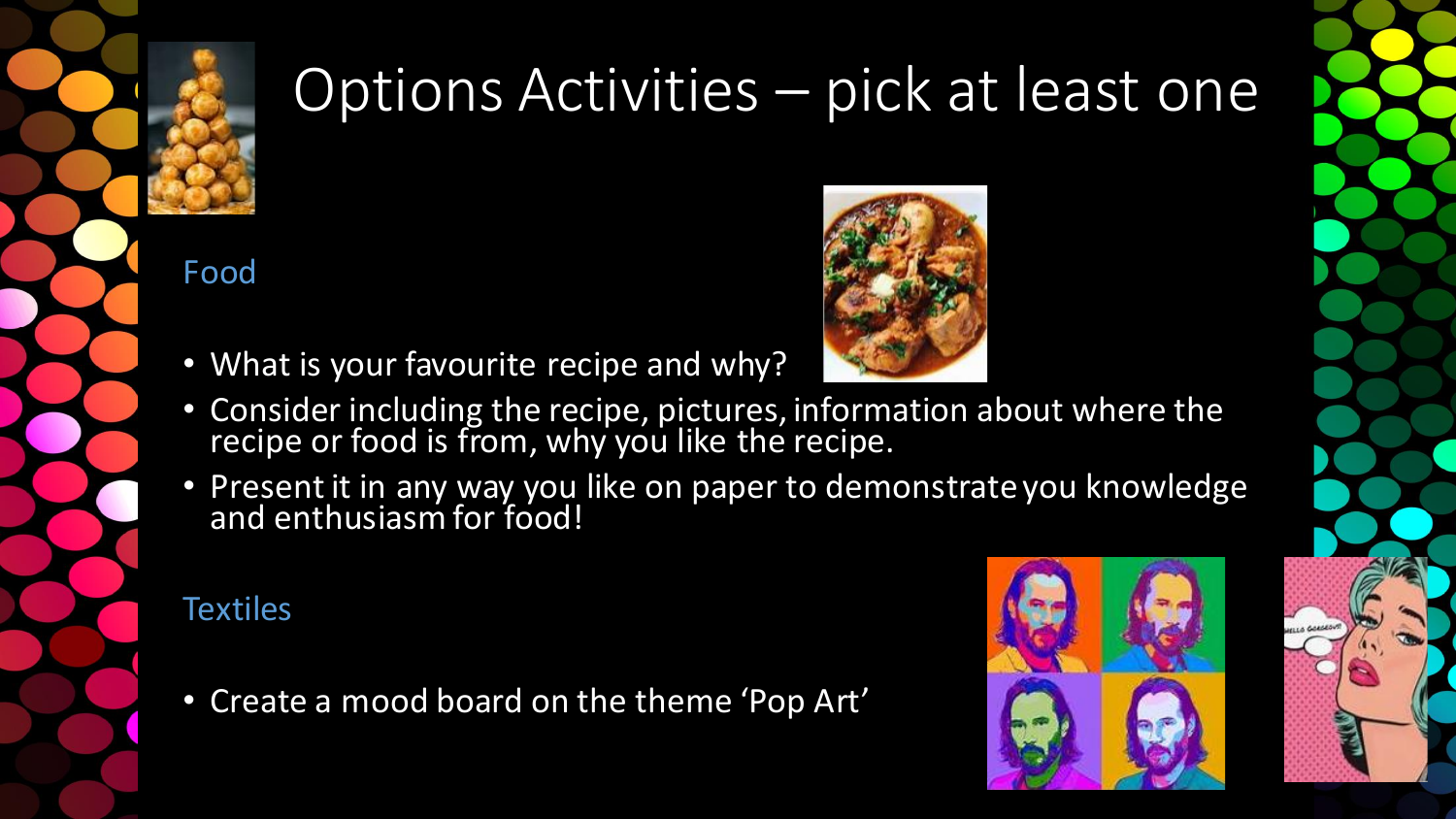# Options Activities – pick at least one

## Food

- What is your favourite recipe and why?
- Consider including the recipe, pictures, information about where the recipe or food is from, why you like the recipe.
- Present it in any way you like on paper to demonstrate you knowledge and enthusiasm for food!

## Textiles

- Create a mood board on the theme 'Pop Art'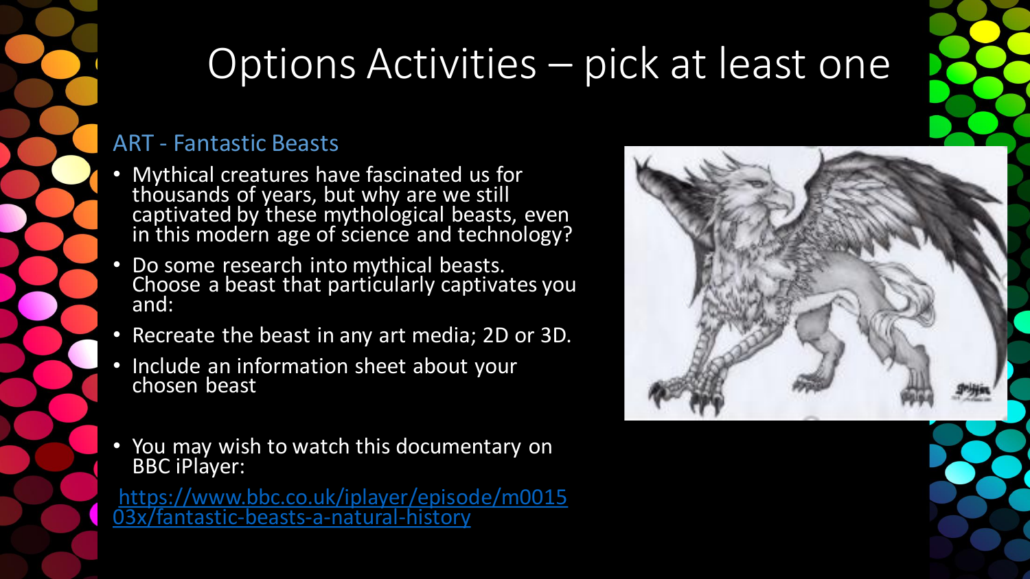# Options Activities – pick at least one

## ART - Fantastic Beasts

- Mythical creatures have fascinated us for thousands of years, but why are we still captivated by these mythological beasts, even in this modern age of science and technology?
- Do some research into mythical beasts. Choose a beast that particularly captivates you and:
- Recreate the beast in any art media; 2D or 3D.
- Include an information sheet about your chosen beast
- You may wish to watch this documentary on BBC iPlayer:

https://www.bbc.co.uk/iplayer/episode/m001503x/fantastic-beasts-a-natural-history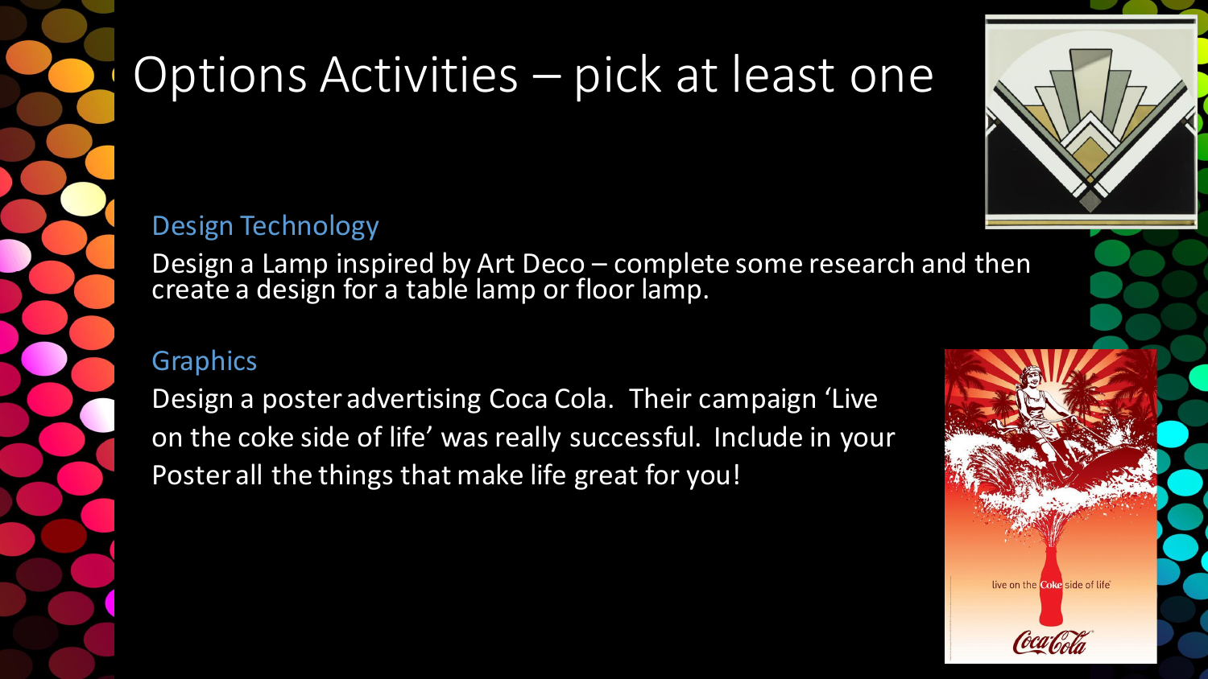# Options Activities – pick at least one

## Design Technology

Design a Lamp inspired by Art Deco – complete some research and then create a design for a table lamp or floor lamp.

## Graphics

Design a poster advertising Coca Cola. Their campaign 'Live on the coke side of life' was really successful. Include in your Poster all the things that make life great for you!